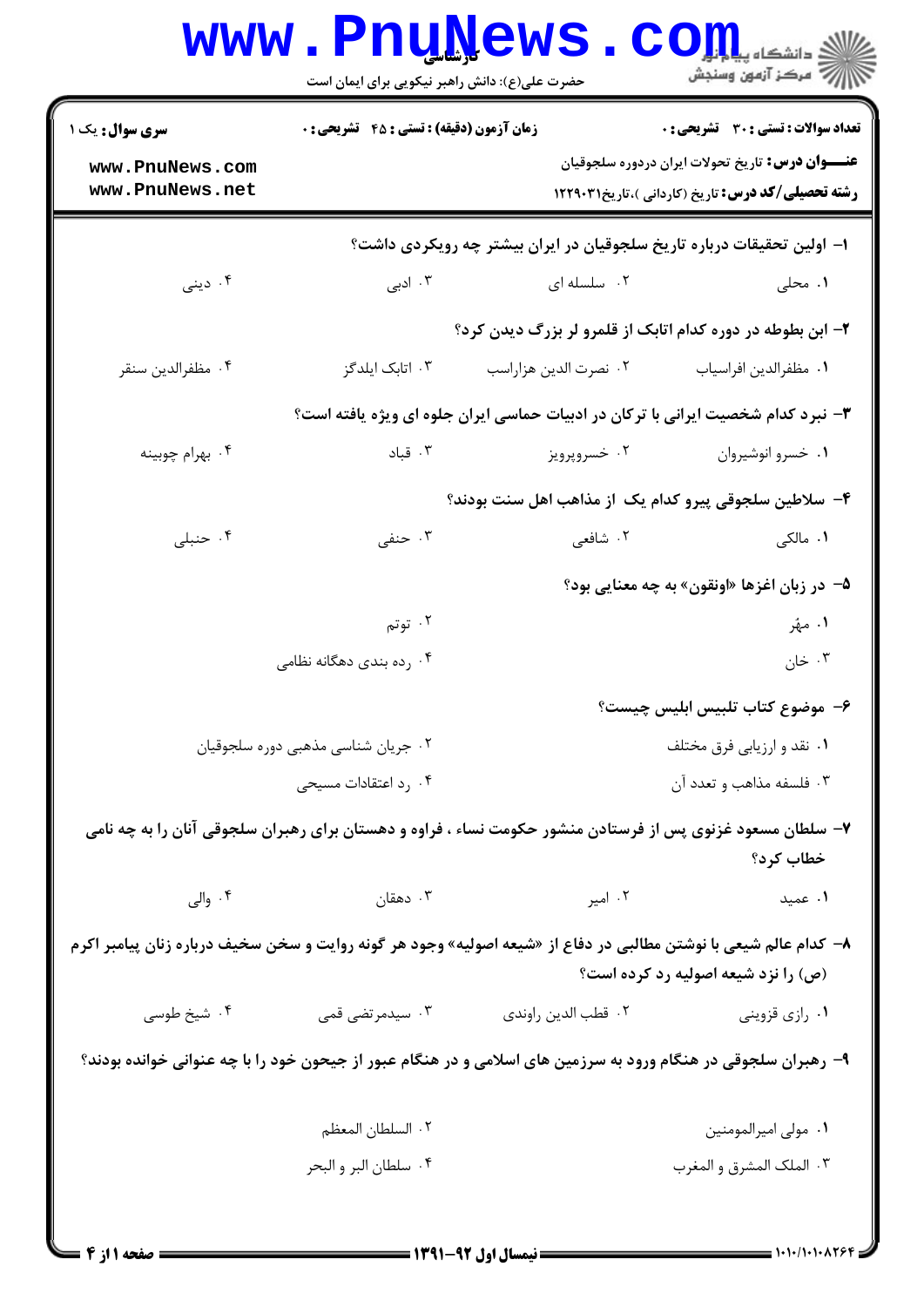**سری سوال:** یک ۱

**زمان آزمون (دقیقه) : تستی : ۴۵ تشریحی : ۰**

**تعداد سوالات : تستی : ۳۰ تشریحی : ۰**

**عنـــوان درس:** تاریخ تحولات ایران دردوره سلجوقیان

**رشته تحصیلی/کد درس:** تاریخ (کاردانی )،تاریخ۱۲۲۹۰۳۱

**۱- اولین تحقیقات درباره تاریخ سلجوقیان در ایران بیشتر چه رویکردی داشت؟**

۱. محلی
۲. سلسله ای
۳. ادبی
۴. دینی

**۲- ابن بطوطه در دوره کدام اتابک از قلمرو لر بزرگ دیدن کرد؟**

۱. مظفرالدین افراسیاب
۲. نصرت الدین هزاراسب
۳. اتابک ایلدگز
۴. مظفرالدین سنقر

**۳- نبرد کدام شخصیت ایرانی با ترکان در ادبیات حماسی ایران جلوه ای ویژه یافته است؟**

۱. خسرو انوشیروان
۲. خسروپرویز
۳. قباد
۴. بهرام چوبینه

**۴- سلاطین سلجوقی پیرو کدام یک از مذاهب اهل سنت بودند؟**

۱. مالکی
۲. شافعی
۳. حنفی
۴. حنبلی

**۵- در زبان اغزها «اونقون» به چه معنایی بود؟**

۱. مهُر
۲. توتم
۳. خان
۴. رده بندی دهگانه نظامی

**۶- موضوع کتاب تلبیس ابلیس چیست؟**

۱. نقد و ارزیابی فرق مختلف
۲. جریان شناسی مذهبی دوره سلجوقیان
۳. فلسفه مذاهب و تعدد آن
۴. رد اعتقادات مسیحی

**۷- سلطان مسعود غزنوی پس از فرستادن منشور حکومت نساء ، فراوه و دهستان برای رهبران سلجوقی آنان را به چه نامی خطاب کرد؟**

۱. عمید
۲. امیر
۳. دهقان
۴. والی

**۸- کدام عالم شیعی با نوشتن مطالبی در دفاع از «شیعه اصولیه» وجود هر گونه روایت و سخن سخیف درباره زنان پیامبر اکرم (ص) را نزد شیعه اصولیه رد کرده است؟**

۱. رازی قزوینی
۲. قطب الدین راوندی
۳. سیدمرتضی قمی
۴. شیخ طوسی

**۹- رهبران سلجوقی در هنگام ورود به سرزمین های اسلامی و در هنگام عبور از جیحون خود را با چه عنوانی خوانده بودند؟**

۱. مولی امیرالمومنین
۲. السلطان المعظم
۳. الملک المشرق و المغرب
۴. سلطان البر و البحر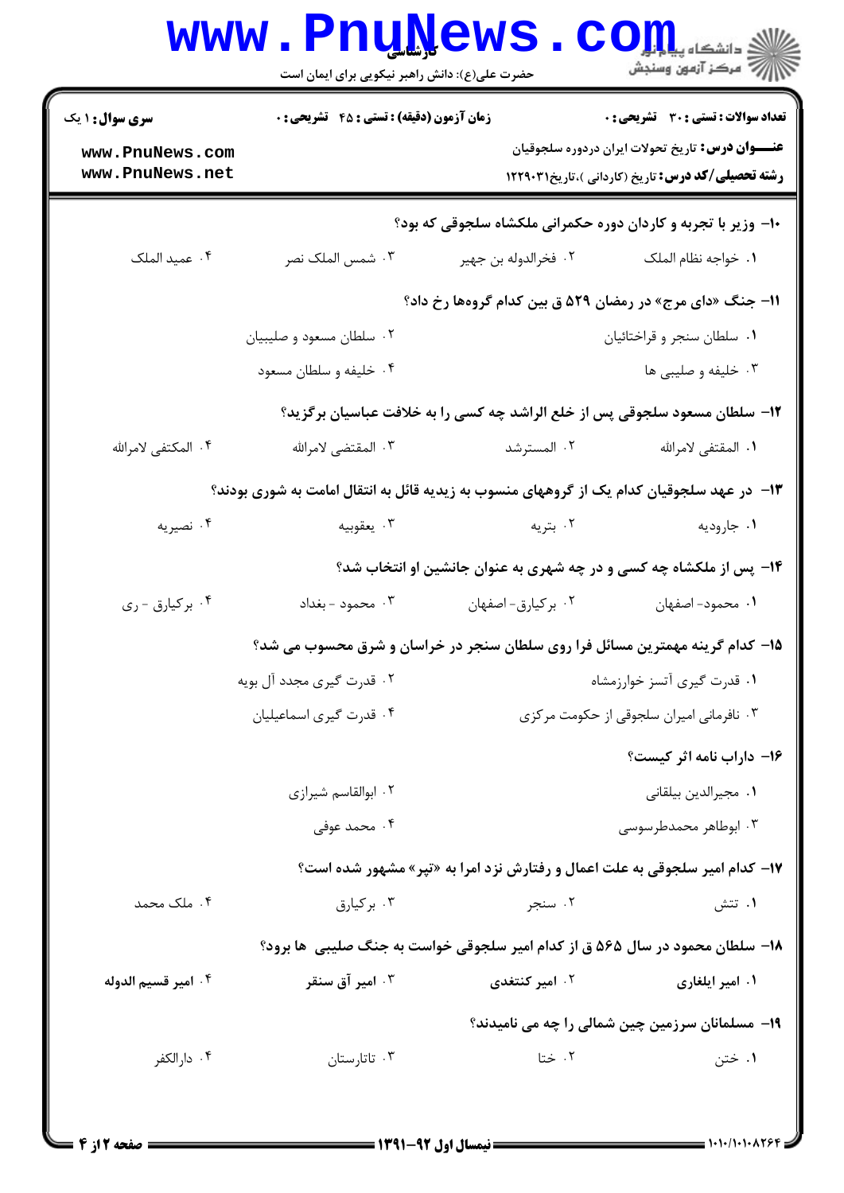**سری سوال:** ۱ یک | **زمان آزمون (دقیقه) : تستی : ۴۵ تشریحی : ۰** | **تعداد سوالات : تستی : ۳۰ تشریحی : ۰**

**عنـــوان درس:** تاریخ تحولات ایران دردوره سلجوقیان

**رشته تحصیلی/کد درس:** تاریخ (کاردانی )،تاریخ۱۲۲۹۰۳۱

۱۰- وزیر با تجربه و کاردان دوره حکمرانی ملکشاه سلجوقی که بود؟

۱. خواجه نظام الملک
۲. فخرالدوله بن جهیر
۳. شمس الملک نصر
۴. عمید الملک

۱۱- جنگ «دای مرج» در رمضان ۵۲۹ ق بین کدام گروهها رخ داد؟

۱. سلطان سنجر و قراختائیان
۲. سلطان مسعود و صلیبیان
۳. خلیفه و صلیبی ها
۴. خلیفه و سلطان مسعود

۱۲- سلطان مسعود سلجوقی پس از خلع الراشد چه کسی را به خلافت عباسیان برگزید؟

۱. المقتفی لامرالله
۲. المسترشد
۳. المقتضی لامرالله
۴. المکتفی لامرالله

۱۳- در عهد سلجوقیان کدام یک از گروههای منسوب به زیدیه قائل به انتقال امامت به شوری بودند؟

۱. جارودیه
۲. بتریه
۳. یعقوبیه
۴. نصیریه

۱۴- پس از ملکشاه چه کسی و در چه شهری به عنوان جانشین او انتخاب شد؟

۱. محمود- اصفهان
۲. برکیارق- اصفهان
۳. محمود - بغداد
۴. برکیارق - ری

۱۵- کدام گرینه مهمترین مسائل فرا روی سلطان سنجر در خراسان و شرق محسوب می شد؟

۱. قدرت گیری آتسز خوارزمشاه
۲. قدرت گیری مجدد آل بویه
۳. نافرمانی امیران سلجوقی از حکومت مرکزی
۴. قدرت گیری اسماعیلیان

۱۶- داراب نامه اثر کیست؟

۱. مجیرالدین بیلقانی
۲. ابوالقاسم شیرازی
۳. ابوطاهر محمدطرسوسی
۴. محمد عوفی

۱۷- کدام امیر سلجوقی به علت اعمال و رفتارش نزد امرا به «تپر» مشهور شده است؟

۱. تتش
۲. سنجر
۳. برکیارق
۴. ملک محمد

۱۸- سلطان محمود در سال ۵۶۵ ق از کدام امیر سلجوقی خواست به جنگ صلیبی ها برود؟

۱. امیر ایلغازی
۲. امیر کنتغدی
۳. امیر آق سنقر
۴. امیر قسیم الدوله

۱۹- مسلمانان سرزمین چین شمالی را چه می نامیدند؟

۱. ختن
۲. ختا
۳. تاتارستان
۴. دارالکفر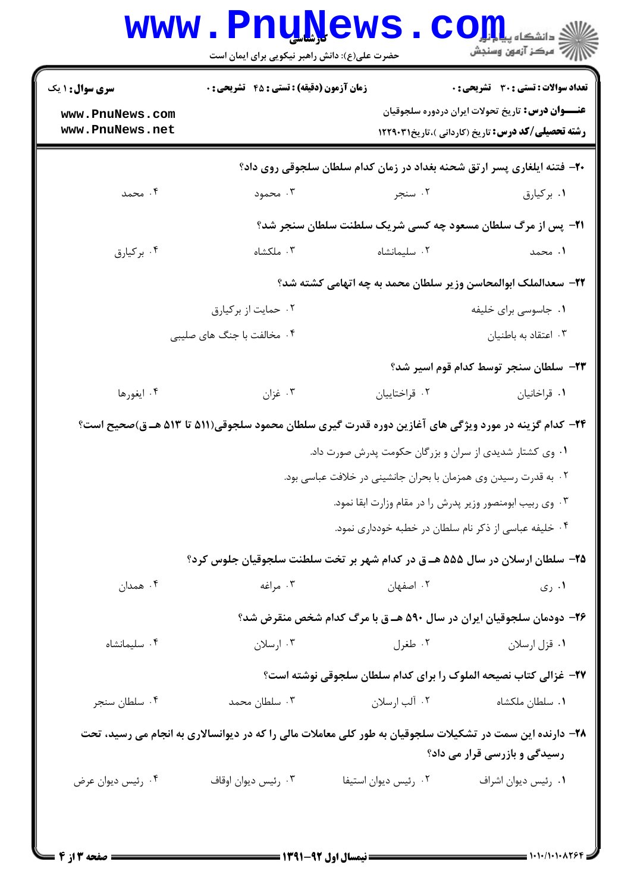**سری سؤال:** ۱ یک | **زمان آزمون (دقیقه) : تستی :** ۴۵ **تشریحی :** ۰ | **تعداد سوالات : تستی :** ۳۰ **تشریحی :** ۰

**عنـــوان درس:** تاریخ تحولات ایران دردوره سلجوقیان

**رشته تحصیلی/کد درس:** تاریخ (کاردانی )،تاریخ۱۲۲۹۰۳۱

**۲۰- فتنه ایلغاری پسر ارتق شحنه بغداد در زمان کدام سلطان سلجوقی روی داد؟**

۱. برکیارق
۲. سنجر
۳. محمود
۴. محمد

**۲۱- پس از مرگ سلطان مسعود چه کسی شریک سلطنت سلطان سنجر شد؟**

۱. محمد
۲. سلیمانشاه
۳. ملکشاه
۴. برکیارق

**۲۲- سعدالملک ابوالمحاسن وزیر سلطان محمد به چه اتهامی کشته شد؟**

۱. جاسوسی برای خلیفه
۲. حمایت از برکیارق
۳. اعتقاد به باطنیان
۴. مخالفت با جنگ های صلیبی

**۲۳- سلطان سنجر توسط کدام قوم اسیر شد؟**

۱. قراخانیان
۲. قراختاییان
۳. غزان
۴. ایغورها

**۲۴- کدام گزینه در مورد ویژگی های آغازین دوره قدرت گیری سلطان محمود سلجوقی(۵۱۱ تا ۵۱۳ هـ ق)صحیح است؟**

۱. وی کشتار شدیدی از سران و بزرگان حکومت پدرش صورت داد.
۲. به قدرت رسیدن وی همزمان با بحران جانشینی در خلافت عباسی بود.
۳. وی ربیب ابومنصور وزیر پدرش را در مقام وزارت ابقا نمود.
۴. خلیفه عباسی از ذکر نام سلطان در خطبه خودداری نمود.

**۲۵- سلطان ارسلان در سال ۵۵۵ هـ ق در کدام شهر بر تخت سلطنت سلجوقیان جلوس کرد؟**

۱. ری
۲. اصفهان
۳. مراغه
۴. همدان

**۲۶- دودمان سلجوقیان ایران در سال ۵۹۰ هـ ق با مرگ کدام شخص منقرض شد؟**

۱. قزل ارسلان
۲. طغرل
۳. ارسلان
۴. سلیمانشاه

**۲۷- غزالی کتاب نصیحه الملوک را برای کدام سلطان سلجوقی نوشته است؟**

۱. سلطان ملکشاه
۲. آلب ارسلان
۳. سلطان محمد
۴. سلطان سنجر

**۲۸- دارنده این سمت در تشکیلات سلجوقیان به طور کلی معاملات مالی را که در دیوانسالاری به انجام می رسید، تحت رسیدگی و بازرسی قرار می داد؟**

۱. رئیس دیوان اشراف
۲. رئیس دیوان استیفا
۳. رئیس دیوان اوقاف
۴. رئیس دیوان عرض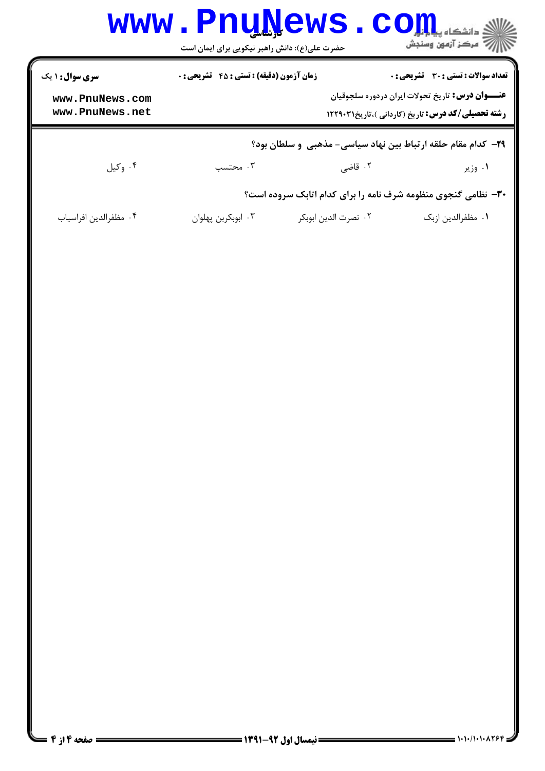**۲۹- کدام مقام حلقه ارتباط بین نهاد سیاسی- مذهبی و سلطان بود؟**

۱. وزیر

۲. قاضی

۳. محتسب

۴. وکیل

**۳۰- نظامی گنجوی منظومه شرف نامه را برای کدام اتابک سروده است؟**

۱. مظفرالدین ازبک

۲. نصرت الدین ابوبکر

۳. ابوبکربن پهلوان

۴. مظفرالدین افراسیاب